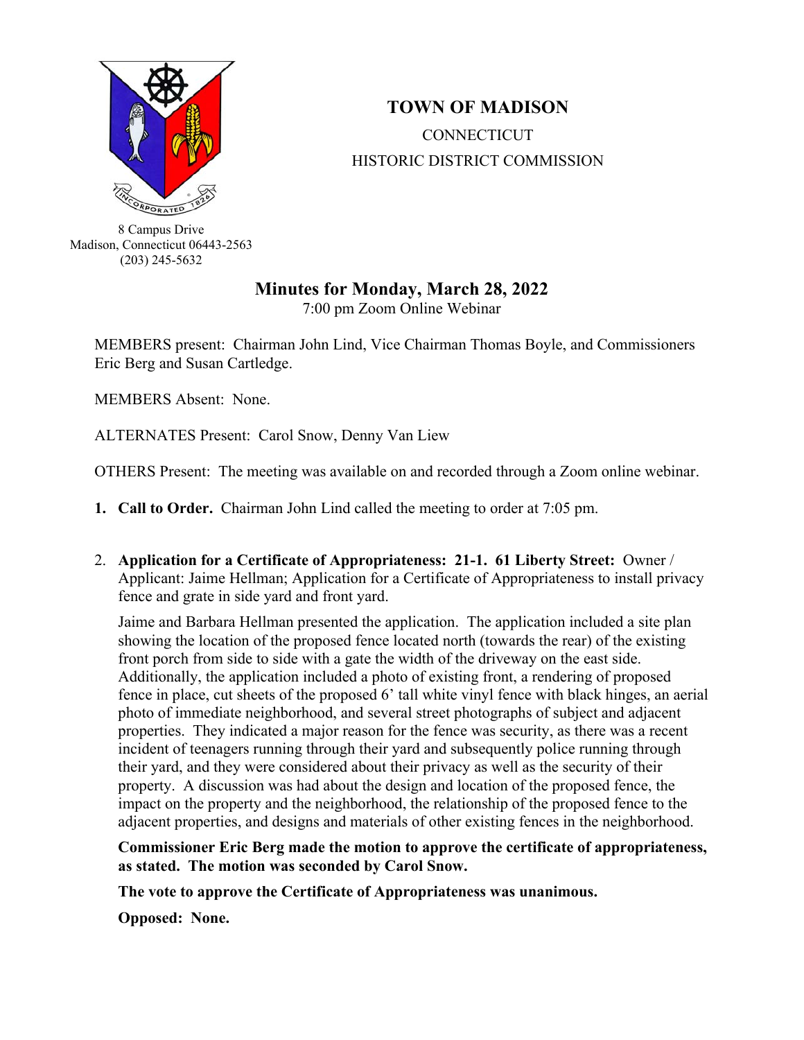# TOWN OF MADISON

CONNECTICUT

HISTORIC DISTRICT COMMISSION

8 Campus Drive
Madison, Connecticut 06443-2563
(203) 245-5632

## Minutes for Monday, March 28, 2022

7:00 pm Zoom Online Webinar

MEMBERS present: Chairman John Lind, Vice Chairman Thomas Boyle, and Commissioners Eric Berg and Susan Cartledge.

MEMBERS Absent: None.

ALTERNATES Present: Carol Snow, Denny Van Liew

OTHERS Present: The meeting was available on and recorded through a Zoom online webinar.

1. **Call to Order.** Chairman John Lind called the meeting to order at 7:05 pm.

2. **Application for a Certificate of Appropriateness: 21-1. 61 Liberty Street:** Owner / Applicant: Jaime Hellman; Application for a Certificate of Appropriateness to install privacy fence and grate in side yard and front yard.

   Jaime and Barbara Hellman presented the application. The application included a site plan showing the location of the proposed fence located north (towards the rear) of the existing front porch from side to side with a gate the width of the driveway on the east side. Additionally, the application included a photo of existing front, a rendering of proposed fence in place, cut sheets of the proposed 6' tall white vinyl fence with black hinges, an aerial photo of immediate neighborhood, and several street photographs of subject and adjacent properties. They indicated a major reason for the fence was security, as there was a recent incident of teenagers running through their yard and subsequently police running through their yard, and they were considered about their privacy as well as the security of their property. A discussion was had about the design and location of the proposed fence, the impact on the property and the neighborhood, the relationship of the proposed fence to the adjacent properties, and designs and materials of other existing fences in the neighborhood.

   **Commissioner Eric Berg made the motion to approve the certificate of appropriateness, as stated. The motion was seconded by Carol Snow.**

   **The vote to approve the Certificate of Appropriateness was unanimous.**

   **Opposed: None.**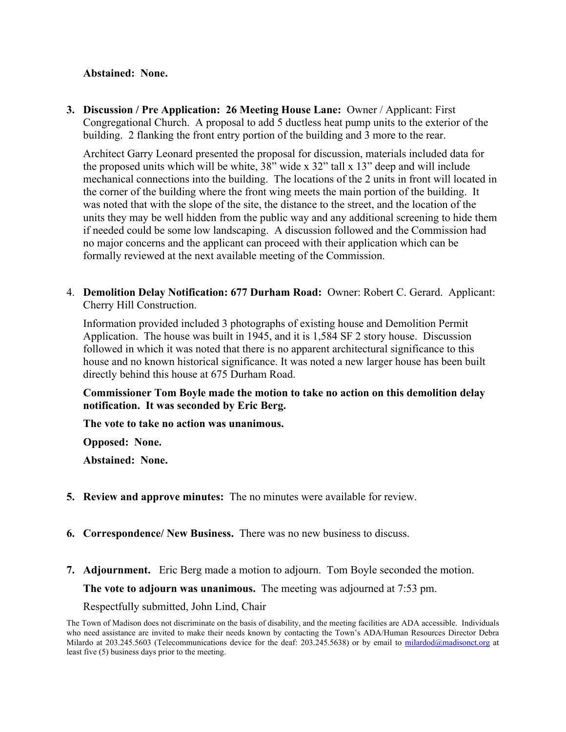**Abstained: None.**

3. **Discussion / Pre Application: 26 Meeting House Lane:** Owner / Applicant: First Congregational Church. A proposal to add 5 ductless heat pump units to the exterior of the building. 2 flanking the front entry portion of the building and 3 more to the rear.

   Architect Garry Leonard presented the proposal for discussion, materials included data for the proposed units which will be white, 38" wide x 32" tall x 13" deep and will include mechanical connections into the building. The locations of the 2 units in front will located in the corner of the building where the front wing meets the main portion of the building. It was noted that with the slope of the site, the distance to the street, and the location of the units they may be well hidden from the public way and any additional screening to hide them if needed could be some low landscaping. A discussion followed and the Commission had no major concerns and the applicant can proceed with their application which can be formally reviewed at the next available meeting of the Commission.

4. **Demolition Delay Notification: 677 Durham Road:** Owner: Robert C. Gerard. Applicant: Cherry Hill Construction.

   Information provided included 3 photographs of existing house and Demolition Permit Application. The house was built in 1945, and it is 1,584 SF 2 story house. Discussion followed in which it was noted that there is no apparent architectural significance to this house and no known historical significance. It was noted a new larger house has been built directly behind this house at 675 Durham Road.

   **Commissioner Tom Boyle made the motion to take no action on this demolition delay notification. It was seconded by Eric Berg.**

   **The vote to take no action was unanimous.**

   **Opposed: None.**

   **Abstained: None.**

5. **Review and approve minutes:** The no minutes were available for review.

6. **Correspondence/ New Business.** There was no new business to discuss.

7. **Adjournment.** Eric Berg made a motion to adjourn. Tom Boyle seconded the motion.

   **The vote to adjourn was unanimous.** The meeting was adjourned at 7:53 pm.

   Respectfully submitted, John Lind, Chair

The Town of Madison does not discriminate on the basis of disability, and the meeting facilities are ADA accessible. Individuals who need assistance are invited to make their needs known by contacting the Town's ADA/Human Resources Director Debra Milardo at 203.245.5603 (Telecommunications device for the deaf: 203.245.5638) or by email to milardod@madisonct.org at least five (5) business days prior to the meeting.